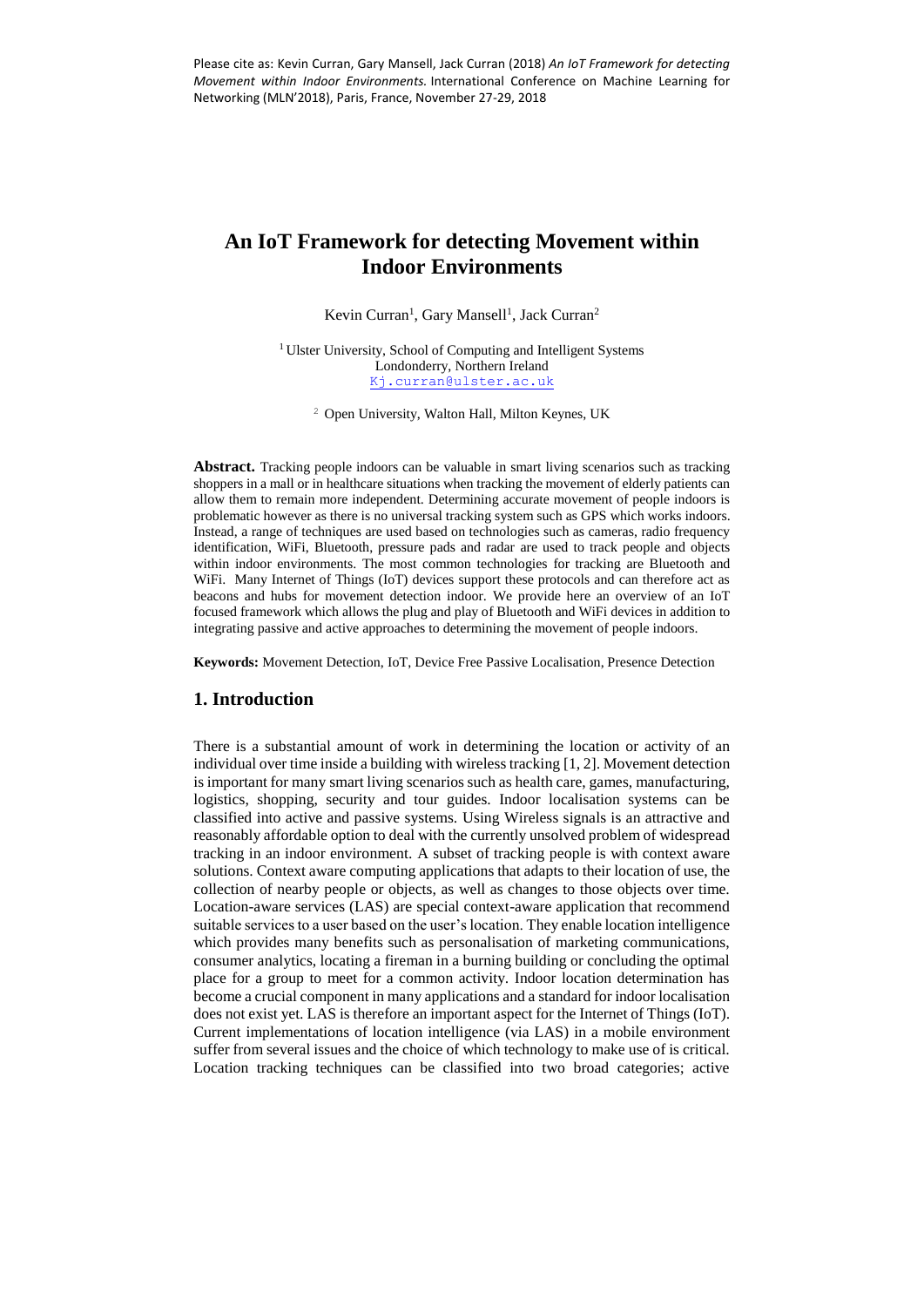Please cite as: Kevin Curran, Gary Mansell, Jack Curran (2018) *An IoT Framework for detecting Movement within Indoor Environments*. International Conference on Machine Learning for Networking (MLN'2018), Paris, France, November 27-29, 2018

# An IoT Framework for detecting Movement within Indoor Environments

Kevin Curran[1], Gary Mansell[1], Jack Curran[2]

[1] Ulster University, School of Computing and Intelligent Systems
Londonderry, Northern Ireland
Kj.curran@ulster.ac.uk

[2] Open University, Walton Hall, Milton Keynes, UK

**Abstract.** Tracking people indoors can be valuable in smart living scenarios such as tracking shoppers in a mall or in healthcare situations when tracking the movement of elderly patients can allow them to remain more independent. Determining accurate movement of people indoors is problematic however as there is no universal tracking system such as GPS which works indoors. Instead, a range of techniques are used based on technologies such as cameras, radio frequency identification, WiFi, Bluetooth, pressure pads and radar are used to track people and objects within indoor environments. The most common technologies for tracking are Bluetooth and WiFi. Many Internet of Things (IoT) devices support these protocols and can therefore act as beacons and hubs for movement detection indoor. We provide here an overview of an IoT focused framework which allows the plug and play of Bluetooth and WiFi devices in addition to integrating passive and active approaches to determining the movement of people indoors.

**Keywords:** Movement Detection, IoT, Device Free Passive Localisation, Presence Detection

## 1. Introduction

There is a substantial amount of work in determining the location or activity of an individual over time inside a building with wireless tracking [1, 2]. Movement detection is important for many smart living scenarios such as health care, games, manufacturing, logistics, shopping, security and tour guides. Indoor localisation systems can be classified into active and passive systems. Using Wireless signals is an attractive and reasonably affordable option to deal with the currently unsolved problem of widespread tracking in an indoor environment. A subset of tracking people is with context aware solutions. Context aware computing applications that adapts to their location of use, the collection of nearby people or objects, as well as changes to those objects over time. Location-aware services (LAS) are special context-aware application that recommend suitable services to a user based on the user's location. They enable location intelligence which provides many benefits such as personalisation of marketing communications, consumer analytics, locating a fireman in a burning building or concluding the optimal place for a group to meet for a common activity. Indoor location determination has become a crucial component in many applications and a standard for indoor localisation does not exist yet. LAS is therefore an important aspect for the Internet of Things (IoT). Current implementations of location intelligence (via LAS) in a mobile environment suffer from several issues and the choice of which technology to make use of is critical. Location tracking techniques can be classified into two broad categories; active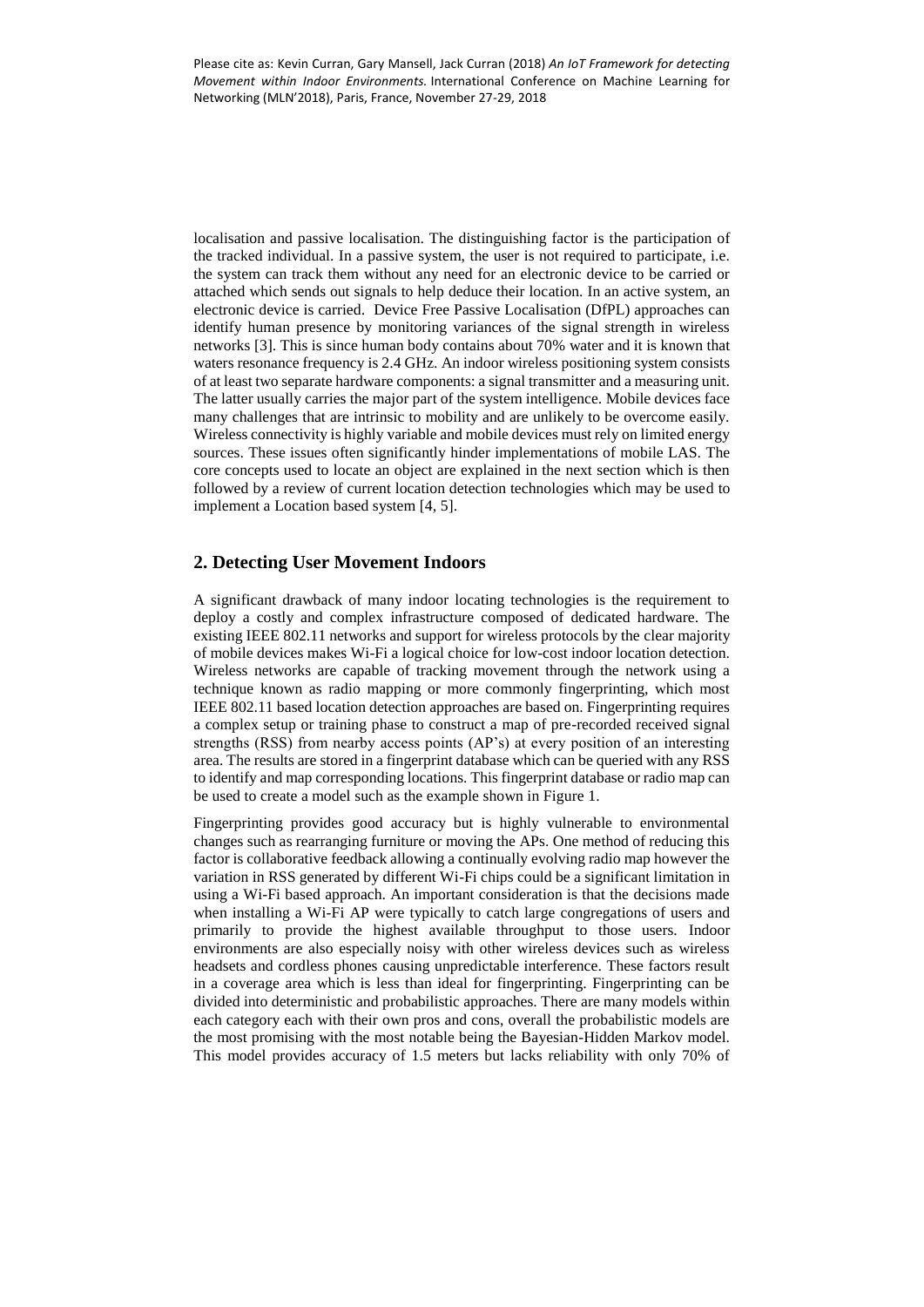localisation and passive localisation. The distinguishing factor is the participation of the tracked individual. In a passive system, the user is not required to participate, i.e. the system can track them without any need for an electronic device to be carried or attached which sends out signals to help deduce their location. In an active system, an electronic device is carried. Device Free Passive Localisation (DfPL) approaches can identify human presence by monitoring variances of the signal strength in wireless networks [3]. This is since human body contains about 70% water and it is known that waters resonance frequency is 2.4 GHz. An indoor wireless positioning system consists of at least two separate hardware components: a signal transmitter and a measuring unit. The latter usually carries the major part of the system intelligence. Mobile devices face many challenges that are intrinsic to mobility and are unlikely to be overcome easily. Wireless connectivity is highly variable and mobile devices must rely on limited energy sources. These issues often significantly hinder implementations of mobile LAS. The core concepts used to locate an object are explained in the next section which is then followed by a review of current location detection technologies which may be used to implement a Location based system [4, 5].

## 2. Detecting User Movement Indoors

A significant drawback of many indoor locating technologies is the requirement to deploy a costly and complex infrastructure composed of dedicated hardware. The existing IEEE 802.11 networks and support for wireless protocols by the clear majority of mobile devices makes Wi-Fi a logical choice for low-cost indoor location detection. Wireless networks are capable of tracking movement through the network using a technique known as radio mapping or more commonly fingerprinting, which most IEEE 802.11 based location detection approaches are based on. Fingerprinting requires a complex setup or training phase to construct a map of pre-recorded received signal strengths (RSS) from nearby access points (AP's) at every position of an interesting area. The results are stored in a fingerprint database which can be queried with any RSS to identify and map corresponding locations. This fingerprint database or radio map can be used to create a model such as the example shown in Figure 1.

Fingerprinting provides good accuracy but is highly vulnerable to environmental changes such as rearranging furniture or moving the APs. One method of reducing this factor is collaborative feedback allowing a continually evolving radio map however the variation in RSS generated by different Wi-Fi chips could be a significant limitation in using a Wi-Fi based approach. An important consideration is that the decisions made when installing a Wi-Fi AP were typically to catch large congregations of users and primarily to provide the highest available throughput to those users. Indoor environments are also especially noisy with other wireless devices such as wireless headsets and cordless phones causing unpredictable interference. These factors result in a coverage area which is less than ideal for fingerprinting. Fingerprinting can be divided into deterministic and probabilistic approaches. There are many models within each category each with their own pros and cons, overall the probabilistic models are the most promising with the most notable being the Bayesian-Hidden Markov model. This model provides accuracy of 1.5 meters but lacks reliability with only 70% of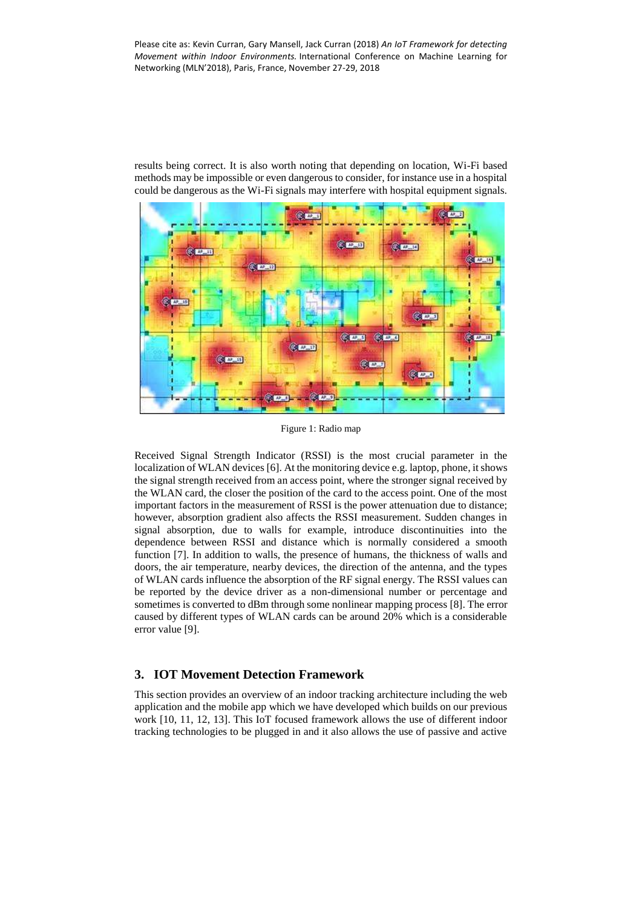results being correct. It is also worth noting that depending on location, Wi-Fi based methods may be impossible or even dangerous to consider, for instance use in a hospital could be dangerous as the Wi-Fi signals may interfere with hospital equipment signals.

Figure 1: Radio map

Received Signal Strength Indicator (RSSI) is the most crucial parameter in the localization of WLAN devices [6]. At the monitoring device e.g. laptop, phone, it shows the signal strength received from an access point, where the stronger signal received by the WLAN card, the closer the position of the card to the access point. One of the most important factors in the measurement of RSSI is the power attenuation due to distance; however, absorption gradient also affects the RSSI measurement. Sudden changes in signal absorption, due to walls for example, introduce discontinuities into the dependence between RSSI and distance which is normally considered a smooth function [7]. In addition to walls, the presence of humans, the thickness of walls and doors, the air temperature, nearby devices, the direction of the antenna, and the types of WLAN cards influence the absorption of the RF signal energy. The RSSI values can be reported by the device driver as a non-dimensional number or percentage and sometimes is converted to dBm through some nonlinear mapping process [8]. The error caused by different types of WLAN cards can be around 20% which is a considerable error value [9].

## 3. IOT Movement Detection Framework

This section provides an overview of an indoor tracking architecture including the web application and the mobile app which we have developed which builds on our previous work [10, 11, 12, 13]. This IoT focused framework allows the use of different indoor tracking technologies to be plugged in and it also allows the use of passive and active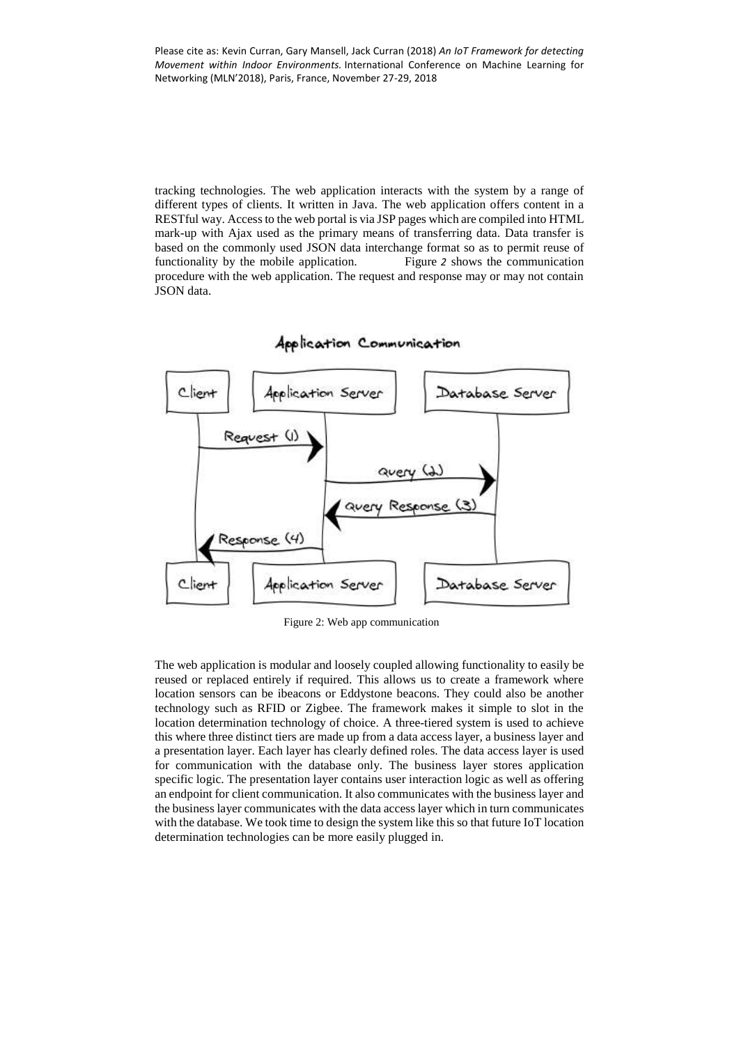tracking technologies. The web application interacts with the system by a range of different types of clients. It written in Java. The web application offers content in a RESTful way. Access to the web portal is via JSP pages which are compiled into HTML mark-up with Ajax used as the primary means of transferring data. Data transfer is based on the commonly used JSON data interchange format so as to permit reuse of functionality by the mobile application. Figure *2* shows the communication procedure with the web application. The request and response may or may not contain JSON data.

Figure 2: Web app communication

The web application is modular and loosely coupled allowing functionality to easily be reused or replaced entirely if required. This allows us to create a framework where location sensors can be ibeacons or Eddystone beacons. They could also be another technology such as RFID or Zigbee. The framework makes it simple to slot in the location determination technology of choice. A three-tiered system is used to achieve this where three distinct tiers are made up from a data access layer, a business layer and a presentation layer. Each layer has clearly defined roles. The data access layer is used for communication with the database only. The business layer stores application specific logic. The presentation layer contains user interaction logic as well as offering an endpoint for client communication. It also communicates with the business layer and the business layer communicates with the data access layer which in turn communicates with the database. We took time to design the system like this so that future IoT location determination technologies can be more easily plugged in.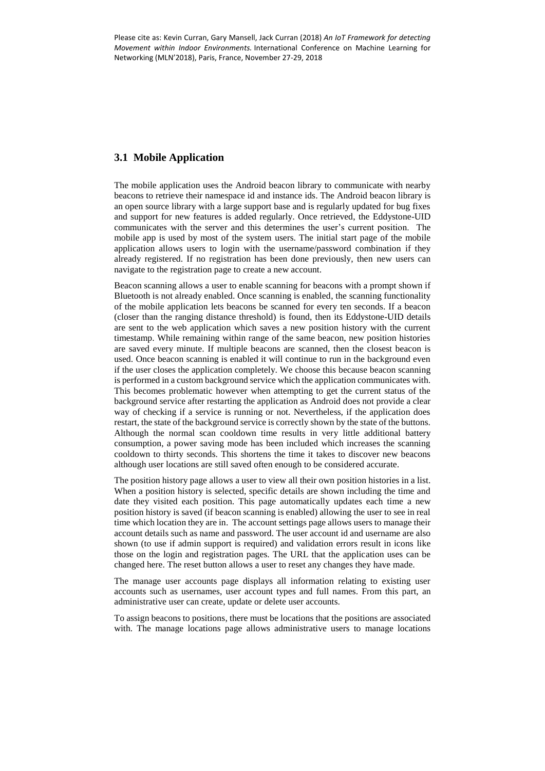## 3.1 Mobile Application

The mobile application uses the Android beacon library to communicate with nearby beacons to retrieve their namespace id and instance ids. The Android beacon library is an open source library with a large support base and is regularly updated for bug fixes and support for new features is added regularly. Once retrieved, the Eddystone-UID communicates with the server and this determines the user's current position. The mobile app is used by most of the system users. The initial start page of the mobile application allows users to login with the username/password combination if they already registered. If no registration has been done previously, then new users can navigate to the registration page to create a new account.

Beacon scanning allows a user to enable scanning for beacons with a prompt shown if Bluetooth is not already enabled. Once scanning is enabled, the scanning functionality of the mobile application lets beacons be scanned for every ten seconds. If a beacon (closer than the ranging distance threshold) is found, then its Eddystone-UID details are sent to the web application which saves a new position history with the current timestamp. While remaining within range of the same beacon, new position histories are saved every minute. If multiple beacons are scanned, then the closest beacon is used. Once beacon scanning is enabled it will continue to run in the background even if the user closes the application completely. We choose this because beacon scanning is performed in a custom background service which the application communicates with. This becomes problematic however when attempting to get the current status of the background service after restarting the application as Android does not provide a clear way of checking if a service is running or not. Nevertheless, if the application does restart, the state of the background service is correctly shown by the state of the buttons. Although the normal scan cooldown time results in very little additional battery consumption, a power saving mode has been included which increases the scanning cooldown to thirty seconds. This shortens the time it takes to discover new beacons although user locations are still saved often enough to be considered accurate.

The position history page allows a user to view all their own position histories in a list. When a position history is selected, specific details are shown including the time and date they visited each position. This page automatically updates each time a new position history is saved (if beacon scanning is enabled) allowing the user to see in real time which location they are in. The account settings page allows users to manage their account details such as name and password. The user account id and username are also shown (to use if admin support is required) and validation errors result in icons like those on the login and registration pages. The URL that the application uses can be changed here. The reset button allows a user to reset any changes they have made.

The manage user accounts page displays all information relating to existing user accounts such as usernames, user account types and full names. From this part, an administrative user can create, update or delete user accounts.

To assign beacons to positions, there must be locations that the positions are associated with. The manage locations page allows administrative users to manage locations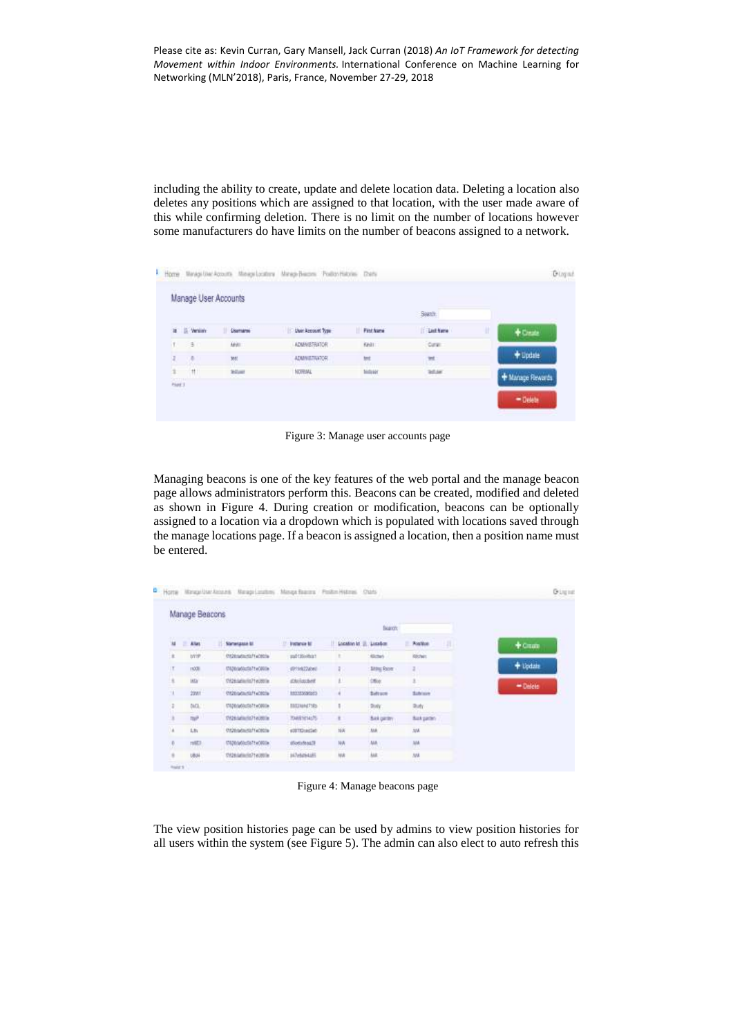including the ability to create, update and delete location data. Deleting a location also deletes any positions which are assigned to that location, with the user made aware of this while confirming deletion. There is no limit on the number of locations however some manufacturers do have limits on the number of beacons assigned to a network.

Figure 3: Manage user accounts page

Managing beacons is one of the key features of the web portal and the manage beacon page allows administrators perform this. Beacons can be created, modified and deleted as shown in Figure 4. During creation or modification, beacons can be optionally assigned to a location via a dropdown which is populated with locations saved through the manage locations page. If a beacon is assigned a location, then a position name must be entered.

Figure 4: Manage beacons page

The view position histories page can be used by admins to view position histories for all users within the system (see Figure 5). The admin can also elect to auto refresh this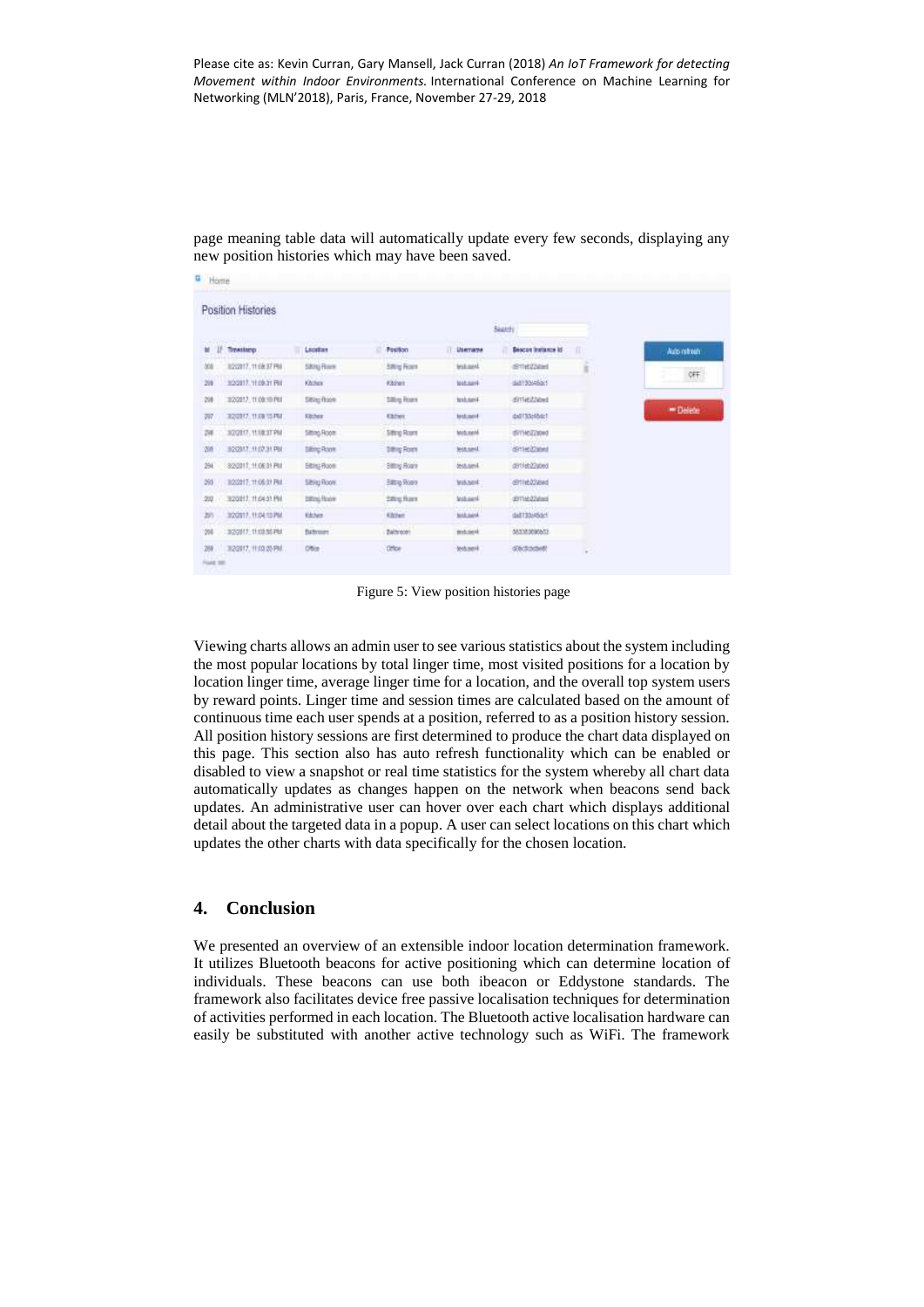page meaning table data will automatically update every few seconds, displaying any new position histories which may have been saved.

Figure 5: View position histories page

Viewing charts allows an admin user to see various statistics about the system including the most popular locations by total linger time, most visited positions for a location by location linger time, average linger time for a location, and the overall top system users by reward points. Linger time and session times are calculated based on the amount of continuous time each user spends at a position, referred to as a position history session. All position history sessions are first determined to produce the chart data displayed on this page. This section also has auto refresh functionality which can be enabled or disabled to view a snapshot or real time statistics for the system whereby all chart data automatically updates as changes happen on the network when beacons send back updates. An administrative user can hover over each chart which displays additional detail about the targeted data in a popup. A user can select locations on this chart which updates the other charts with data specifically for the chosen location.

## 4. Conclusion

We presented an overview of an extensible indoor location determination framework. It utilizes Bluetooth beacons for active positioning which can determine location of individuals. These beacons can use both ibeacon or Eddystone standards. The framework also facilitates device free passive localisation techniques for determination of activities performed in each location. The Bluetooth active localisation hardware can easily be substituted with another active technology such as WiFi. The framework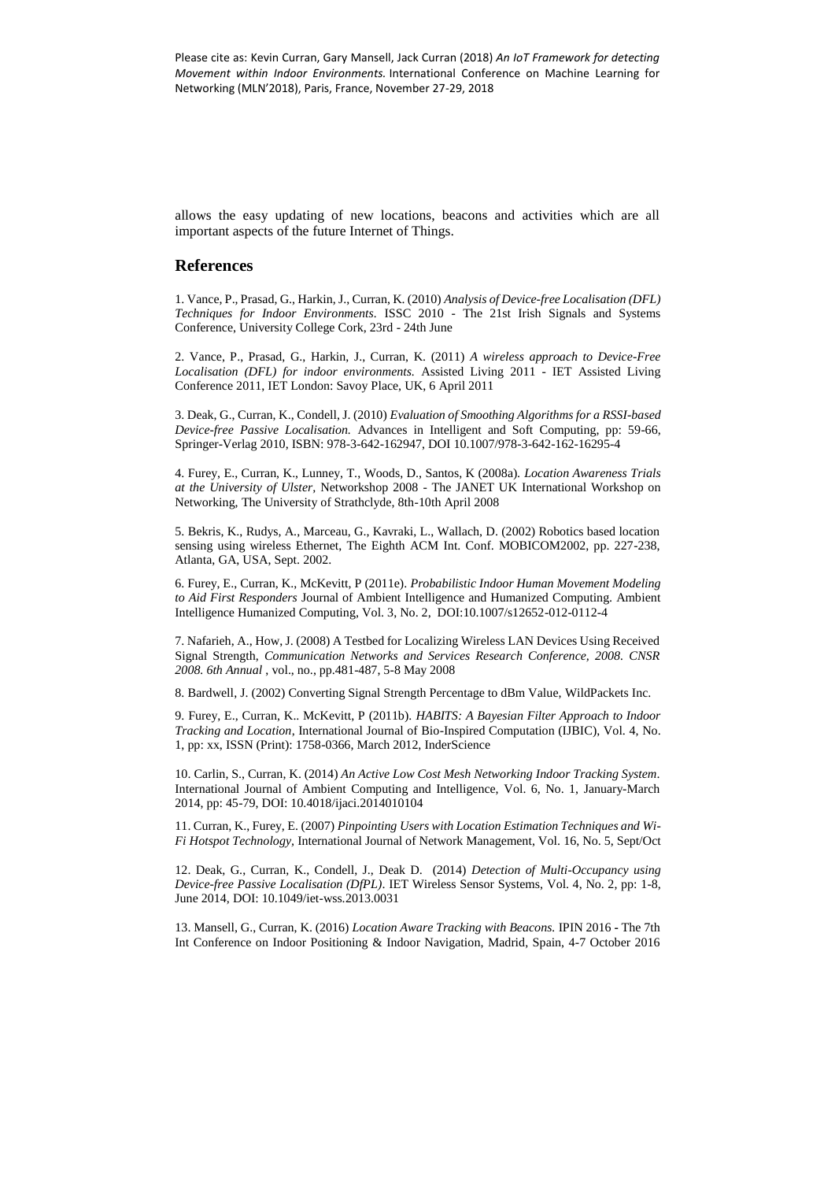allows the easy updating of new locations, beacons and activities which are all important aspects of the future Internet of Things.

## References

1. Vance, P., Prasad, G., Harkin, J., Curran, K. (2010) *Analysis of Device-free Localisation (DFL) Techniques for Indoor Environments*. ISSC 2010 - The 21st Irish Signals and Systems Conference, University College Cork, 23rd - 24th June

2. Vance, P., Prasad, G., Harkin, J., Curran, K. (2011) *A wireless approach to Device-Free Localisation (DFL) for indoor environments.* Assisted Living 2011 - IET Assisted Living Conference 2011, IET London: Savoy Place, UK, 6 April 2011

3. Deak, G., Curran, K., Condell, J. (2010) *Evaluation of Smoothing Algorithms for a RSSI-based Device-free Passive Localisation.* Advances in Intelligent and Soft Computing, pp: 59-66, Springer-Verlag 2010, ISBN: 978-3-642-162947, DOI 10.1007/978-3-642-162-16295-4

4. Furey, E., Curran, K., Lunney, T., Woods, D., Santos, K (2008a). *Location Awareness Trials at the University of Ulster*, Networkshop 2008 - The JANET UK International Workshop on Networking, The University of Strathclyde, 8th-10th April 2008

5. Bekris, K., Rudys, A., Marceau, G., Kavraki, L., Wallach, D. (2002) Robotics based location sensing using wireless Ethernet, The Eighth ACM Int. Conf. MOBICOM2002, pp. 227-238, Atlanta, GA, USA, Sept. 2002.

6. Furey, E., Curran, K., McKevitt, P (2011e). *Probabilistic Indoor Human Movement Modeling to Aid First Responders* Journal of Ambient Intelligence and Humanized Computing. Ambient Intelligence Humanized Computing, Vol. 3, No. 2, DOI:10.1007/s12652-012-0112-4

7. Nafarieh, A., How, J. (2008) A Testbed for Localizing Wireless LAN Devices Using Received Signal Strength, *Communication Networks and Services Research Conference, 2008. CNSR 2008. 6th Annual* , vol., no., pp.481-487, 5-8 May 2008

8. Bardwell, J. (2002) Converting Signal Strength Percentage to dBm Value, WildPackets Inc.

9. Furey, E., Curran, K.. McKevitt, P (2011b). *HABITS: A Bayesian Filter Approach to Indoor Tracking and Location*, International Journal of Bio-Inspired Computation (IJBIC), Vol. 4, No. 1, pp: xx, ISSN (Print): 1758-0366, March 2012, InderScience

10. Carlin, S., Curran, K. (2014) *An Active Low Cost Mesh Networking Indoor Tracking System*. International Journal of Ambient Computing and Intelligence, Vol. 6, No. 1, January-March 2014, pp: 45-79, DOI: 10.4018/ijaci.2014010104

11. Curran, K., Furey, E. (2007) *Pinpointing Users with Location Estimation Techniques and Wi-Fi Hotspot Technology*, International Journal of Network Management, Vol. 16, No. 5, Sept/Oct

12. Deak, G., Curran, K., Condell, J., Deak D. (2014) *Detection of Multi-Occupancy using Device-free Passive Localisation (DfPL)*. IET Wireless Sensor Systems, Vol. 4, No. 2, pp: 1-8, June 2014, DOI: 10.1049/iet-wss.2013.0031

13. Mansell, G., Curran, K. (2016) *Location Aware Tracking with Beacons.* IPIN 2016 - The 7th Int Conference on Indoor Positioning & Indoor Navigation, Madrid, Spain, 4-7 October 2016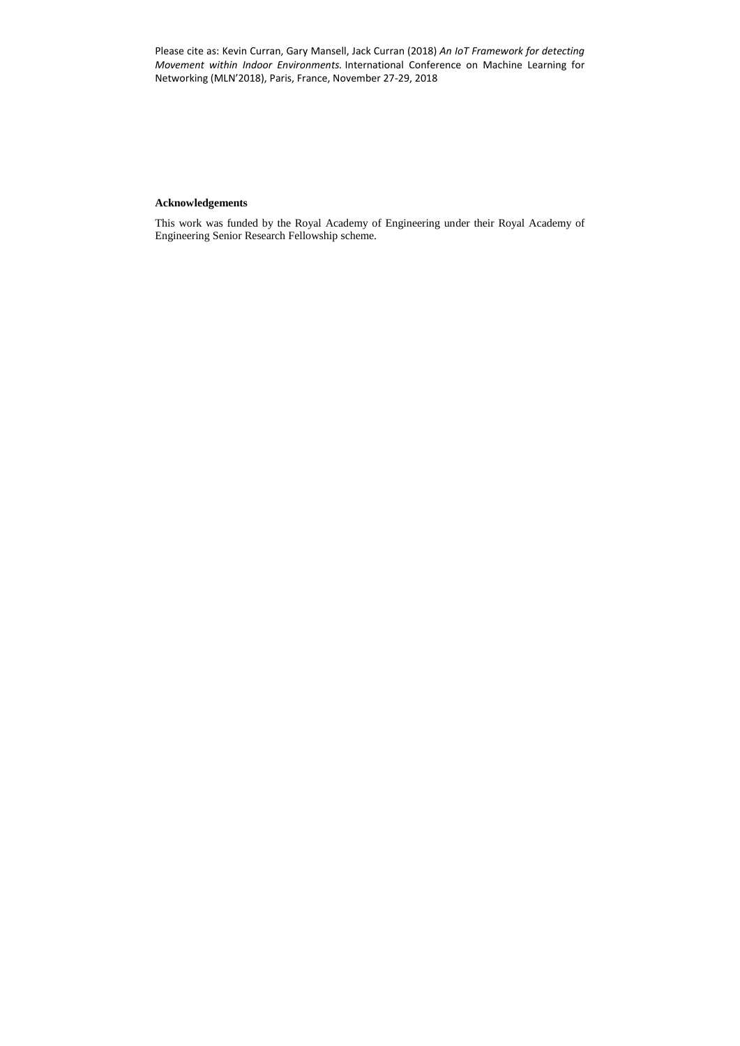**Acknowledgements**

This work was funded by the Royal Academy of Engineering under their Royal Academy of Engineering Senior Research Fellowship scheme.